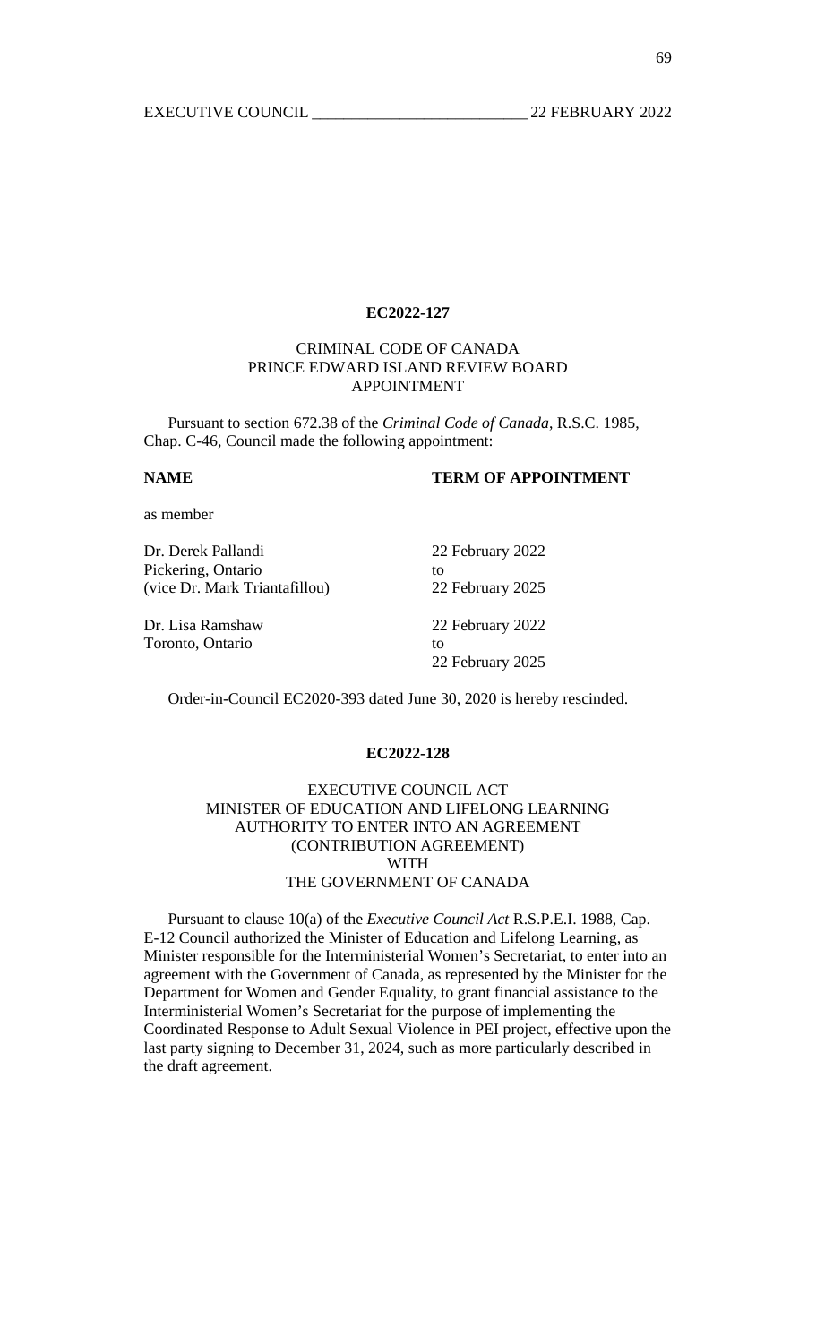**EC2022-127**

CRIMINAL CODE OF CANADA
PRINCE EDWARD ISLAND REVIEW BOARD
APPOINTMENT

Pursuant to section 672.38 of the *Criminal Code of Canada*, R.S.C. 1985, Chap. C-46, Council made the following appointment:

| **NAME** | **TERM OF APPOINTMENT** |
|---|---|
| as member | |
| Dr. Derek Pallandi<br>Pickering, Ontario<br>(vice Dr. Mark Triantafillou) | 22 February 2022<br>to<br>22 February 2025 |
| Dr. Lisa Ramshaw<br>Toronto, Ontario | 22 February 2022<br>to<br>22 February 2025 |

Order-in-Council EC2020-393 dated June 30, 2020 is hereby rescinded.

**EC2022-128**

EXECUTIVE COUNCIL ACT
MINISTER OF EDUCATION AND LIFELONG LEARNING
AUTHORITY TO ENTER INTO AN AGREEMENT
(CONTRIBUTION AGREEMENT)
WITH
THE GOVERNMENT OF CANADA

Pursuant to clause 10(a) of the *Executive Council Act* R.S.P.E.I. 1988, Cap. E-12 Council authorized the Minister of Education and Lifelong Learning, as Minister responsible for the Interministerial Women's Secretariat, to enter into an agreement with the Government of Canada, as represented by the Minister for the Department for Women and Gender Equality, to grant financial assistance to the Interministerial Women's Secretariat for the purpose of implementing the Coordinated Response to Adult Sexual Violence in PEI project, effective upon the last party signing to December 31, 2024, such as more particularly described in the draft agreement.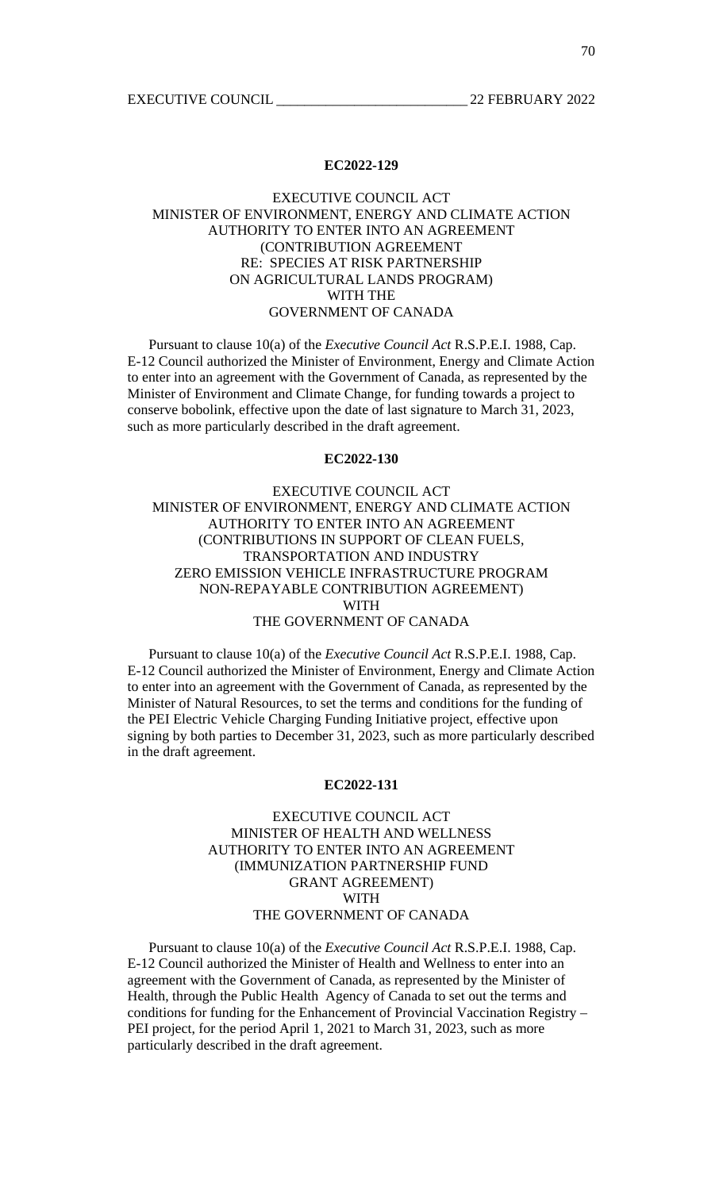## EC2022-129

EXECUTIVE COUNCIL ACT
MINISTER OF ENVIRONMENT, ENERGY AND CLIMATE ACTION
AUTHORITY TO ENTER INTO AN AGREEMENT
(CONTRIBUTION AGREEMENT
RE: SPECIES AT RISK PARTNERSHIP
ON AGRICULTURAL LANDS PROGRAM)
WITH THE
GOVERNMENT OF CANADA

Pursuant to clause 10(a) of the *Executive Council Act* R.S.P.E.I. 1988, Cap. E-12 Council authorized the Minister of Environment, Energy and Climate Action to enter into an agreement with the Government of Canada, as represented by the Minister of Environment and Climate Change, for funding towards a project to conserve bobolink, effective upon the date of last signature to March 31, 2023, such as more particularly described in the draft agreement.

## EC2022-130

EXECUTIVE COUNCIL ACT
MINISTER OF ENVIRONMENT, ENERGY AND CLIMATE ACTION
AUTHORITY TO ENTER INTO AN AGREEMENT
(CONTRIBUTIONS IN SUPPORT OF CLEAN FUELS,
TRANSPORTATION AND INDUSTRY
ZERO EMISSION VEHICLE INFRASTRUCTURE PROGRAM
NON-REPAYABLE CONTRIBUTION AGREEMENT)
WITH
THE GOVERNMENT OF CANADA

Pursuant to clause 10(a) of the *Executive Council Act* R.S.P.E.I. 1988, Cap. E-12 Council authorized the Minister of Environment, Energy and Climate Action to enter into an agreement with the Government of Canada, as represented by the Minister of Natural Resources, to set the terms and conditions for the funding of the PEI Electric Vehicle Charging Funding Initiative project, effective upon signing by both parties to December 31, 2023, such as more particularly described in the draft agreement.

## EC2022-131

EXECUTIVE COUNCIL ACT
MINISTER OF HEALTH AND WELLNESS
AUTHORITY TO ENTER INTO AN AGREEMENT
(IMMUNIZATION PARTNERSHIP FUND
GRANT AGREEMENT)
WITH
THE GOVERNMENT OF CANADA

Pursuant to clause 10(a) of the *Executive Council Act* R.S.P.E.I. 1988, Cap. E-12 Council authorized the Minister of Health and Wellness to enter into an agreement with the Government of Canada, as represented by the Minister of Health, through the Public Health Agency of Canada to set out the terms and conditions for funding for the Enhancement of Provincial Vaccination Registry – PEI project, for the period April 1, 2021 to March 31, 2023, such as more particularly described in the draft agreement.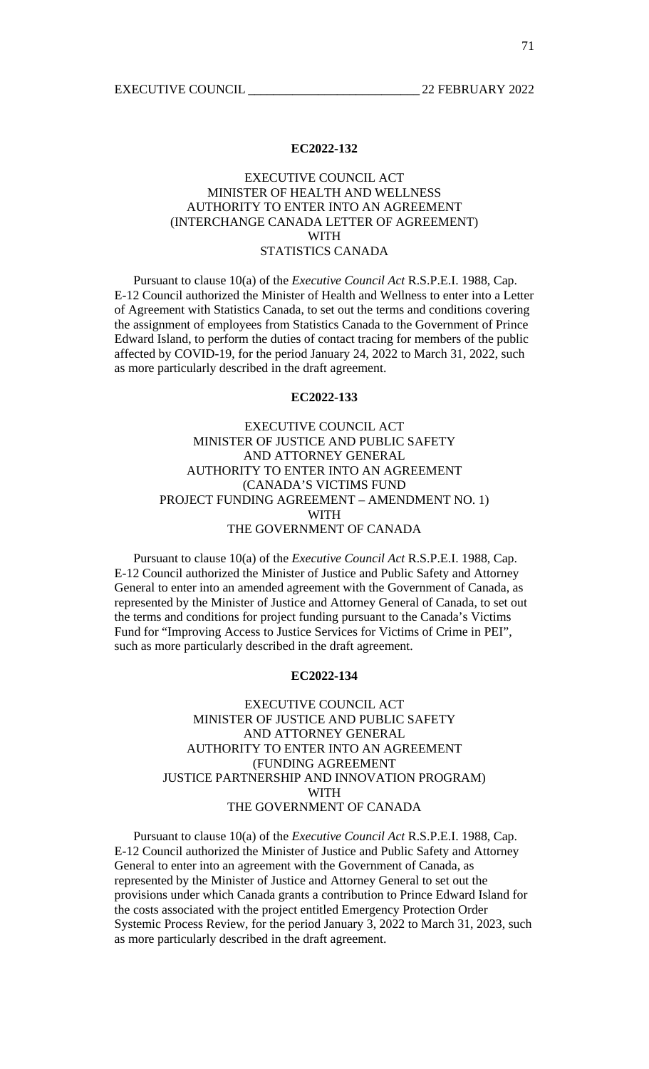**EC2022-132**

EXECUTIVE COUNCIL ACT
MINISTER OF HEALTH AND WELLNESS
AUTHORITY TO ENTER INTO AN AGREEMENT
(INTERCHANGE CANADA LETTER OF AGREEMENT)
WITH
STATISTICS CANADA

Pursuant to clause 10(a) of the *Executive Council Act* R.S.P.E.I. 1988, Cap. E-12 Council authorized the Minister of Health and Wellness to enter into a Letter of Agreement with Statistics Canada, to set out the terms and conditions covering the assignment of employees from Statistics Canada to the Government of Prince Edward Island, to perform the duties of contact tracing for members of the public affected by COVID-19, for the period January 24, 2022 to March 31, 2022, such as more particularly described in the draft agreement.

**EC2022-133**

EXECUTIVE COUNCIL ACT
MINISTER OF JUSTICE AND PUBLIC SAFETY
AND ATTORNEY GENERAL
AUTHORITY TO ENTER INTO AN AGREEMENT
(CANADA'S VICTIMS FUND
PROJECT FUNDING AGREEMENT – AMENDMENT NO. 1)
WITH
THE GOVERNMENT OF CANADA

Pursuant to clause 10(a) of the *Executive Council Act* R.S.P.E.I. 1988, Cap. E-12 Council authorized the Minister of Justice and Public Safety and Attorney General to enter into an amended agreement with the Government of Canada, as represented by the Minister of Justice and Attorney General of Canada, to set out the terms and conditions for project funding pursuant to the Canada's Victims Fund for "Improving Access to Justice Services for Victims of Crime in PEI", such as more particularly described in the draft agreement.

**EC2022-134**

EXECUTIVE COUNCIL ACT
MINISTER OF JUSTICE AND PUBLIC SAFETY
AND ATTORNEY GENERAL
AUTHORITY TO ENTER INTO AN AGREEMENT
(FUNDING AGREEMENT
JUSTICE PARTNERSHIP AND INNOVATION PROGRAM)
WITH
THE GOVERNMENT OF CANADA

Pursuant to clause 10(a) of the *Executive Council Act* R.S.P.E.I. 1988, Cap. E-12 Council authorized the Minister of Justice and Public Safety and Attorney General to enter into an agreement with the Government of Canada, as represented by the Minister of Justice and Attorney General to set out the provisions under which Canada grants a contribution to Prince Edward Island for the costs associated with the project entitled Emergency Protection Order Systemic Process Review, for the period January 3, 2022 to March 31, 2023, such as more particularly described in the draft agreement.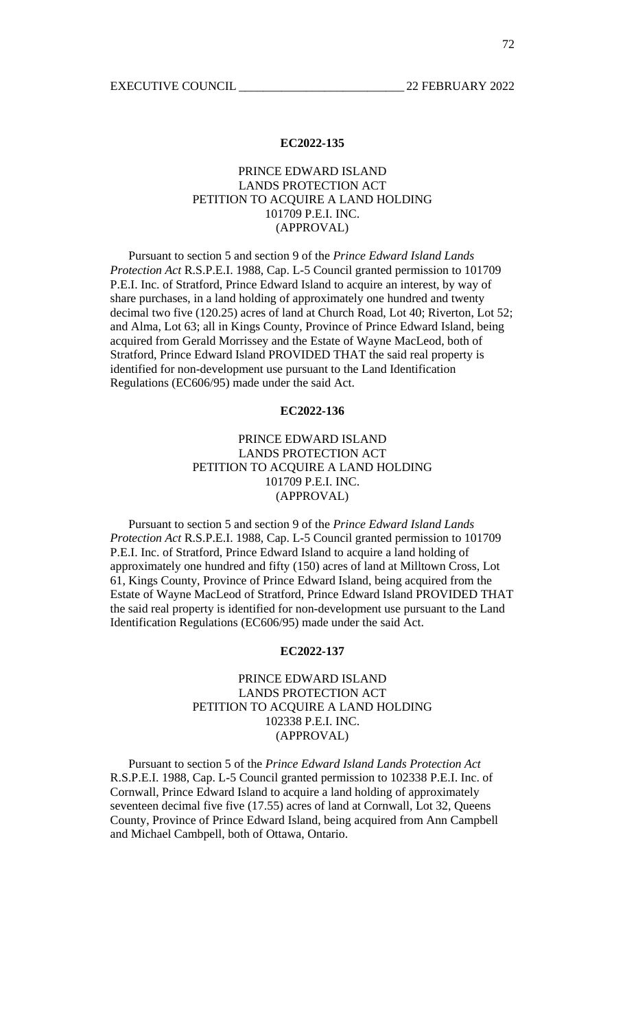**EC2022-135**

PRINCE EDWARD ISLAND
LANDS PROTECTION ACT
PETITION TO ACQUIRE A LAND HOLDING
101709 P.E.I. INC.
(APPROVAL)

Pursuant to section 5 and section 9 of the *Prince Edward Island Lands Protection Act* R.S.P.E.I. 1988, Cap. L-5 Council granted permission to 101709 P.E.I. Inc. of Stratford, Prince Edward Island to acquire an interest, by way of share purchases, in a land holding of approximately one hundred and twenty decimal two five (120.25) acres of land at Church Road, Lot 40; Riverton, Lot 52; and Alma, Lot 63; all in Kings County, Province of Prince Edward Island, being acquired from Gerald Morrissey and the Estate of Wayne MacLeod, both of Stratford, Prince Edward Island PROVIDED THAT the said real property is identified for non-development use pursuant to the Land Identification Regulations (EC606/95) made under the said Act.

**EC2022-136**

PRINCE EDWARD ISLAND
LANDS PROTECTION ACT
PETITION TO ACQUIRE A LAND HOLDING
101709 P.E.I. INC.
(APPROVAL)

Pursuant to section 5 and section 9 of the *Prince Edward Island Lands Protection Act* R.S.P.E.I. 1988, Cap. L-5 Council granted permission to 101709 P.E.I. Inc. of Stratford, Prince Edward Island to acquire a land holding of approximately one hundred and fifty (150) acres of land at Milltown Cross, Lot 61, Kings County, Province of Prince Edward Island, being acquired from the Estate of Wayne MacLeod of Stratford, Prince Edward Island PROVIDED THAT the said real property is identified for non-development use pursuant to the Land Identification Regulations (EC606/95) made under the said Act.

**EC2022-137**

PRINCE EDWARD ISLAND
LANDS PROTECTION ACT
PETITION TO ACQUIRE A LAND HOLDING
102338 P.E.I. INC.
(APPROVAL)

Pursuant to section 5 of the *Prince Edward Island Lands Protection Act* R.S.P.E.I. 1988, Cap. L-5 Council granted permission to 102338 P.E.I. Inc. of Cornwall, Prince Edward Island to acquire a land holding of approximately seventeen decimal five five (17.55) acres of land at Cornwall, Lot 32, Queens County, Province of Prince Edward Island, being acquired from Ann Campbell and Michael Cambpell, both of Ottawa, Ontario.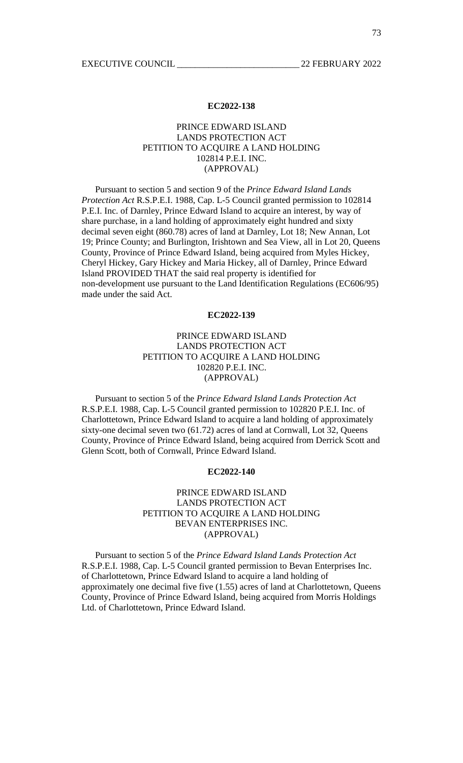**EC2022-138**

PRINCE EDWARD ISLAND
LANDS PROTECTION ACT
PETITION TO ACQUIRE A LAND HOLDING
102814 P.E.I. INC.
(APPROVAL)

Pursuant to section 5 and section 9 of the *Prince Edward Island Lands Protection Act* R.S.P.E.I. 1988, Cap. L-5 Council granted permission to 102814 P.E.I. Inc. of Darnley, Prince Edward Island to acquire an interest, by way of share purchase, in a land holding of approximately eight hundred and sixty decimal seven eight (860.78) acres of land at Darnley, Lot 18; New Annan, Lot 19; Prince County; and Burlington, Irishtown and Sea View, all in Lot 20, Queens County, Province of Prince Edward Island, being acquired from Myles Hickey, Cheryl Hickey, Gary Hickey and Maria Hickey, all of Darnley, Prince Edward Island PROVIDED THAT the said real property is identified for non-development use pursuant to the Land Identification Regulations (EC606/95) made under the said Act.

**EC2022-139**

PRINCE EDWARD ISLAND
LANDS PROTECTION ACT
PETITION TO ACQUIRE A LAND HOLDING
102820 P.E.I. INC.
(APPROVAL)

Pursuant to section 5 of the *Prince Edward Island Lands Protection Act* R.S.P.E.I. 1988, Cap. L-5 Council granted permission to 102820 P.E.I. Inc. of Charlottetown, Prince Edward Island to acquire a land holding of approximately sixty-one decimal seven two (61.72) acres of land at Cornwall, Lot 32, Queens County, Province of Prince Edward Island, being acquired from Derrick Scott and Glenn Scott, both of Cornwall, Prince Edward Island.

**EC2022-140**

PRINCE EDWARD ISLAND
LANDS PROTECTION ACT
PETITION TO ACQUIRE A LAND HOLDING
BEVAN ENTERPRISES INC.
(APPROVAL)

Pursuant to section 5 of the *Prince Edward Island Lands Protection Act* R.S.P.E.I. 1988, Cap. L-5 Council granted permission to Bevan Enterprises Inc. of Charlottetown, Prince Edward Island to acquire a land holding of approximately one decimal five five (1.55) acres of land at Charlottetown, Queens County, Province of Prince Edward Island, being acquired from Morris Holdings Ltd. of Charlottetown, Prince Edward Island.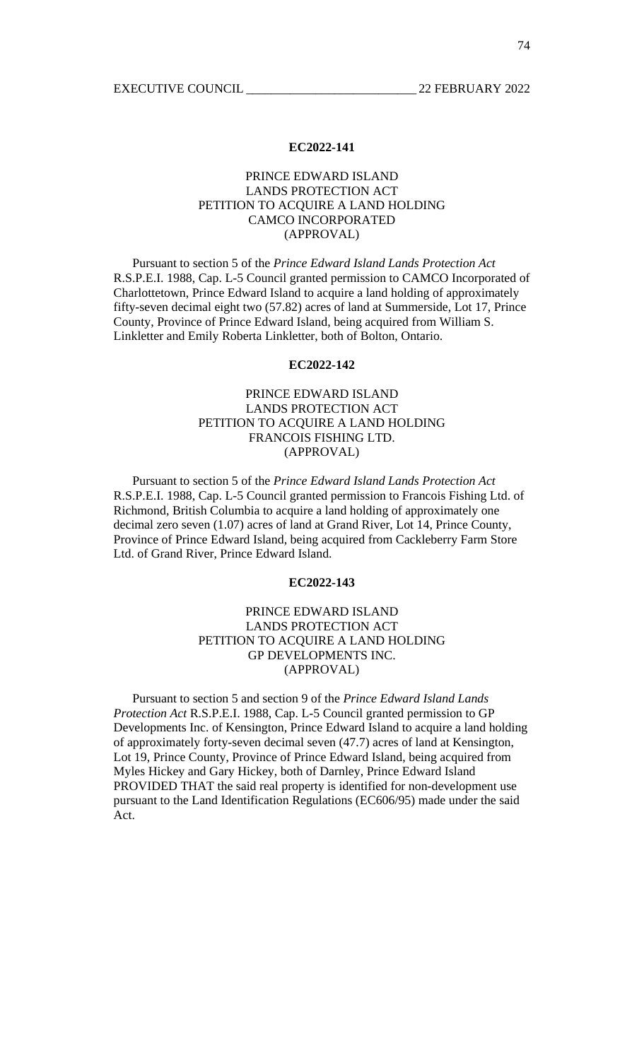**EC2022-141**

PRINCE EDWARD ISLAND
LANDS PROTECTION ACT
PETITION TO ACQUIRE A LAND HOLDING
CAMCO INCORPORATED
(APPROVAL)

Pursuant to section 5 of the *Prince Edward Island Lands Protection Act* R.S.P.E.I. 1988, Cap. L-5 Council granted permission to CAMCO Incorporated of Charlottetown, Prince Edward Island to acquire a land holding of approximately fifty-seven decimal eight two (57.82) acres of land at Summerside, Lot 17, Prince County, Province of Prince Edward Island, being acquired from William S. Linkletter and Emily Roberta Linkletter, both of Bolton, Ontario.

**EC2022-142**

PRINCE EDWARD ISLAND
LANDS PROTECTION ACT
PETITION TO ACQUIRE A LAND HOLDING
FRANCOIS FISHING LTD.
(APPROVAL)

Pursuant to section 5 of the *Prince Edward Island Lands Protection Act* R.S.P.E.I. 1988, Cap. L-5 Council granted permission to Francois Fishing Ltd. of Richmond, British Columbia to acquire a land holding of approximately one decimal zero seven (1.07) acres of land at Grand River, Lot 14, Prince County, Province of Prince Edward Island, being acquired from Cackleberry Farm Store Ltd. of Grand River, Prince Edward Island.

**EC2022-143**

PRINCE EDWARD ISLAND
LANDS PROTECTION ACT
PETITION TO ACQUIRE A LAND HOLDING
GP DEVELOPMENTS INC.
(APPROVAL)

Pursuant to section 5 and section 9 of the *Prince Edward Island Lands Protection Act* R.S.P.E.I. 1988, Cap. L-5 Council granted permission to GP Developments Inc. of Kensington, Prince Edward Island to acquire a land holding of approximately forty-seven decimal seven (47.7) acres of land at Kensington, Lot 19, Prince County, Province of Prince Edward Island, being acquired from Myles Hickey and Gary Hickey, both of Darnley, Prince Edward Island PROVIDED THAT the said real property is identified for non-development use pursuant to the Land Identification Regulations (EC606/95) made under the said Act.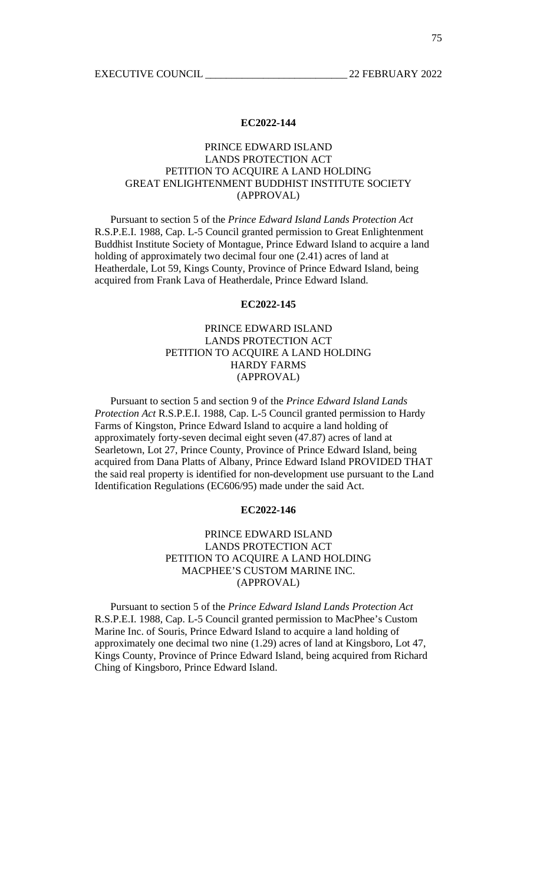**EC2022-144**

PRINCE EDWARD ISLAND
LANDS PROTECTION ACT
PETITION TO ACQUIRE A LAND HOLDING
GREAT ENLIGHTENMENT BUDDHIST INSTITUTE SOCIETY
(APPROVAL)

Pursuant to section 5 of the *Prince Edward Island Lands Protection Act* R.S.P.E.I. 1988, Cap. L-5 Council granted permission to Great Enlightenment Buddhist Institute Society of Montague, Prince Edward Island to acquire a land holding of approximately two decimal four one (2.41) acres of land at Heatherdale, Lot 59, Kings County, Province of Prince Edward Island, being acquired from Frank Lava of Heatherdale, Prince Edward Island.

**EC2022-145**

PRINCE EDWARD ISLAND
LANDS PROTECTION ACT
PETITION TO ACQUIRE A LAND HOLDING
HARDY FARMS
(APPROVAL)

Pursuant to section 5 and section 9 of the *Prince Edward Island Lands Protection Act* R.S.P.E.I. 1988, Cap. L-5 Council granted permission to Hardy Farms of Kingston, Prince Edward Island to acquire a land holding of approximately forty-seven decimal eight seven (47.87) acres of land at Searletown, Lot 27, Prince County, Province of Prince Edward Island, being acquired from Dana Platts of Albany, Prince Edward Island PROVIDED THAT the said real property is identified for non-development use pursuant to the Land Identification Regulations (EC606/95) made under the said Act.

**EC2022-146**

PRINCE EDWARD ISLAND
LANDS PROTECTION ACT
PETITION TO ACQUIRE A LAND HOLDING
MACPHEE'S CUSTOM MARINE INC.
(APPROVAL)

Pursuant to section 5 of the *Prince Edward Island Lands Protection Act* R.S.P.E.I. 1988, Cap. L-5 Council granted permission to MacPhee's Custom Marine Inc. of Souris, Prince Edward Island to acquire a land holding of approximately one decimal two nine (1.29) acres of land at Kingsboro, Lot 47, Kings County, Province of Prince Edward Island, being acquired from Richard Ching of Kingsboro, Prince Edward Island.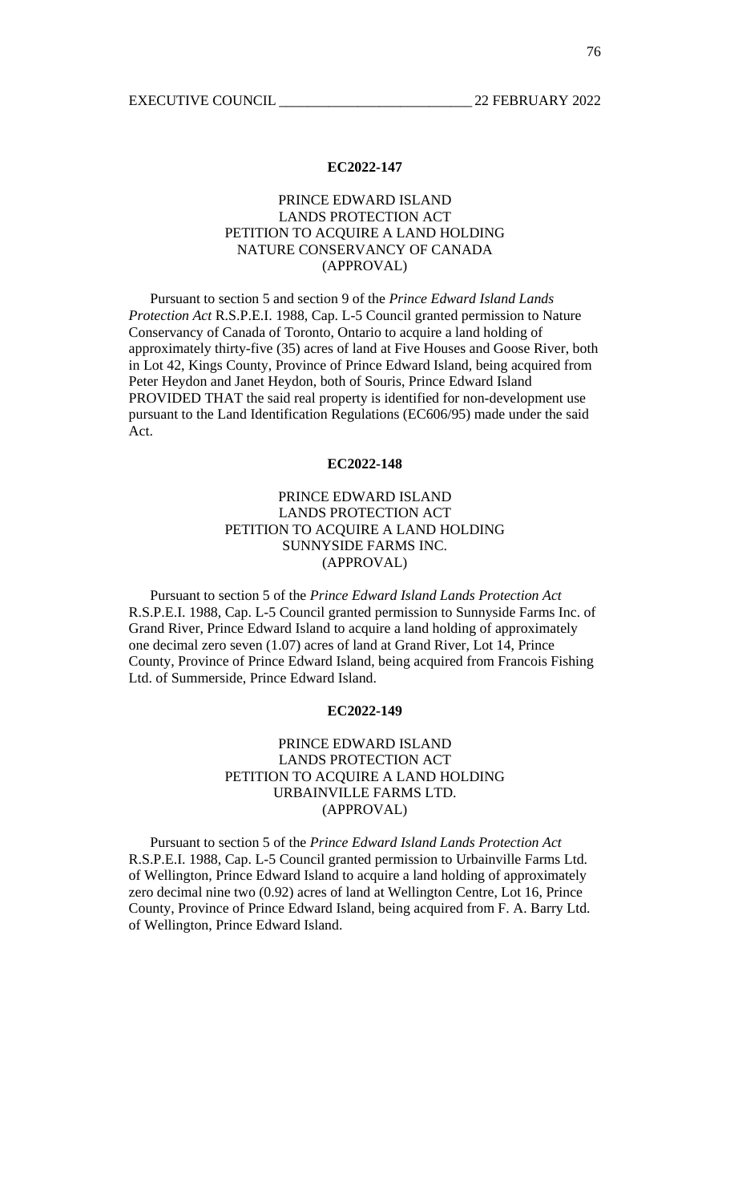**EC2022-147**

PRINCE EDWARD ISLAND
LANDS PROTECTION ACT
PETITION TO ACQUIRE A LAND HOLDING
NATURE CONSERVANCY OF CANADA
(APPROVAL)

Pursuant to section 5 and section 9 of the *Prince Edward Island Lands Protection Act* R.S.P.E.I. 1988, Cap. L-5 Council granted permission to Nature Conservancy of Canada of Toronto, Ontario to acquire a land holding of approximately thirty-five (35) acres of land at Five Houses and Goose River, both in Lot 42, Kings County, Province of Prince Edward Island, being acquired from Peter Heydon and Janet Heydon, both of Souris, Prince Edward Island PROVIDED THAT the said real property is identified for non-development use pursuant to the Land Identification Regulations (EC606/95) made under the said Act.

**EC2022-148**

PRINCE EDWARD ISLAND
LANDS PROTECTION ACT
PETITION TO ACQUIRE A LAND HOLDING
SUNNYSIDE FARMS INC.
(APPROVAL)

Pursuant to section 5 of the *Prince Edward Island Lands Protection Act* R.S.P.E.I. 1988, Cap. L-5 Council granted permission to Sunnyside Farms Inc. of Grand River, Prince Edward Island to acquire a land holding of approximately one decimal zero seven (1.07) acres of land at Grand River, Lot 14, Prince County, Province of Prince Edward Island, being acquired from Francois Fishing Ltd. of Summerside, Prince Edward Island.

**EC2022-149**

PRINCE EDWARD ISLAND
LANDS PROTECTION ACT
PETITION TO ACQUIRE A LAND HOLDING
URBAINVILLE FARMS LTD.
(APPROVAL)

Pursuant to section 5 of the *Prince Edward Island Lands Protection Act* R.S.P.E.I. 1988, Cap. L-5 Council granted permission to Urbainville Farms Ltd. of Wellington, Prince Edward Island to acquire a land holding of approximately zero decimal nine two (0.92) acres of land at Wellington Centre, Lot 16, Prince County, Province of Prince Edward Island, being acquired from F. A. Barry Ltd. of Wellington, Prince Edward Island.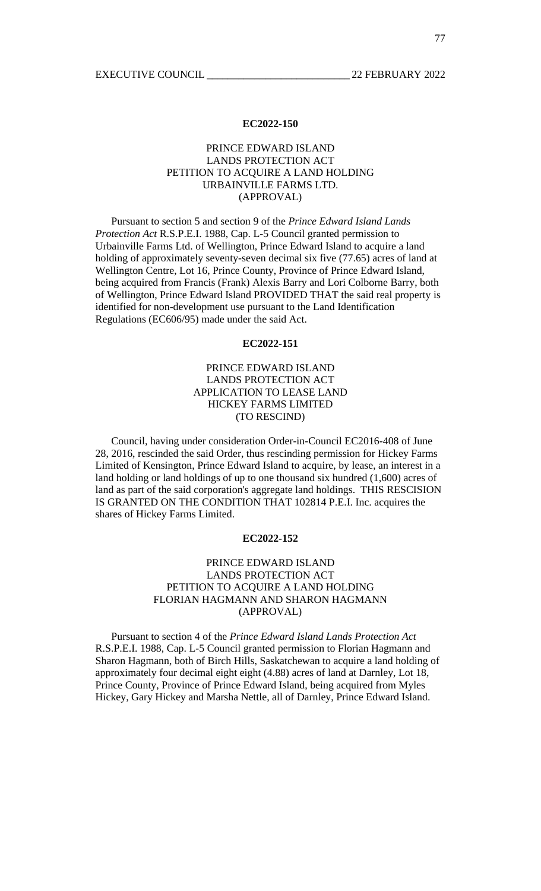**EC2022-150**

PRINCE EDWARD ISLAND
LANDS PROTECTION ACT
PETITION TO ACQUIRE A LAND HOLDING
URBAINVILLE FARMS LTD.
(APPROVAL)

Pursuant to section 5 and section 9 of the *Prince Edward Island Lands Protection Act* R.S.P.E.I. 1988, Cap. L-5 Council granted permission to Urbainville Farms Ltd. of Wellington, Prince Edward Island to acquire a land holding of approximately seventy-seven decimal six five (77.65) acres of land at Wellington Centre, Lot 16, Prince County, Province of Prince Edward Island, being acquired from Francis (Frank) Alexis Barry and Lori Colborne Barry, both of Wellington, Prince Edward Island PROVIDED THAT the said real property is identified for non-development use pursuant to the Land Identification Regulations (EC606/95) made under the said Act.

**EC2022-151**

PRINCE EDWARD ISLAND
LANDS PROTECTION ACT
APPLICATION TO LEASE LAND
HICKEY FARMS LIMITED
(TO RESCIND)

Council, having under consideration Order-in-Council EC2016-408 of June 28, 2016, rescinded the said Order, thus rescinding permission for Hickey Farms Limited of Kensington, Prince Edward Island to acquire, by lease, an interest in a land holding or land holdings of up to one thousand six hundred (1,600) acres of land as part of the said corporation's aggregate land holdings. THIS RESCISION IS GRANTED ON THE CONDITION THAT 102814 P.E.I. Inc. acquires the shares of Hickey Farms Limited.

**EC2022-152**

PRINCE EDWARD ISLAND
LANDS PROTECTION ACT
PETITION TO ACQUIRE A LAND HOLDING
FLORIAN HAGMANN AND SHARON HAGMANN
(APPROVAL)

Pursuant to section 4 of the *Prince Edward Island Lands Protection Act* R.S.P.E.I. 1988, Cap. L-5 Council granted permission to Florian Hagmann and Sharon Hagmann, both of Birch Hills, Saskatchewan to acquire a land holding of approximately four decimal eight eight (4.88) acres of land at Darnley, Lot 18, Prince County, Province of Prince Edward Island, being acquired from Myles Hickey, Gary Hickey and Marsha Nettle, all of Darnley, Prince Edward Island.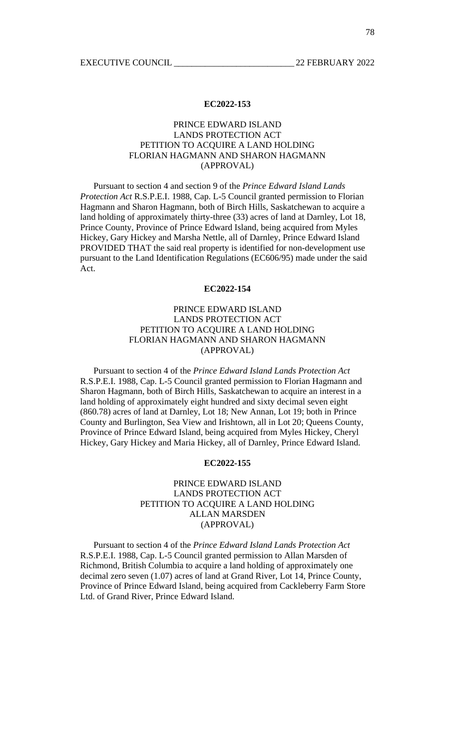**EC2022-153**

PRINCE EDWARD ISLAND
LANDS PROTECTION ACT
PETITION TO ACQUIRE A LAND HOLDING
FLORIAN HAGMANN AND SHARON HAGMANN
(APPROVAL)

Pursuant to section 4 and section 9 of the *Prince Edward Island Lands Protection Act* R.S.P.E.I. 1988, Cap. L-5 Council granted permission to Florian Hagmann and Sharon Hagmann, both of Birch Hills, Saskatchewan to acquire a land holding of approximately thirty-three (33) acres of land at Darnley, Lot 18, Prince County, Province of Prince Edward Island, being acquired from Myles Hickey, Gary Hickey and Marsha Nettle, all of Darnley, Prince Edward Island PROVIDED THAT the said real property is identified for non-development use pursuant to the Land Identification Regulations (EC606/95) made under the said Act.

**EC2022-154**

PRINCE EDWARD ISLAND
LANDS PROTECTION ACT
PETITION TO ACQUIRE A LAND HOLDING
FLORIAN HAGMANN AND SHARON HAGMANN
(APPROVAL)

Pursuant to section 4 of the *Prince Edward Island Lands Protection Act* R.S.P.E.I. 1988, Cap. L-5 Council granted permission to Florian Hagmann and Sharon Hagmann, both of Birch Hills, Saskatchewan to acquire an interest in a land holding of approximately eight hundred and sixty decimal seven eight (860.78) acres of land at Darnley, Lot 18; New Annan, Lot 19; both in Prince County and Burlington, Sea View and Irishtown, all in Lot 20; Queens County, Province of Prince Edward Island, being acquired from Myles Hickey, Cheryl Hickey, Gary Hickey and Maria Hickey, all of Darnley, Prince Edward Island.

**EC2022-155**

PRINCE EDWARD ISLAND
LANDS PROTECTION ACT
PETITION TO ACQUIRE A LAND HOLDING
ALLAN MARSDEN
(APPROVAL)

Pursuant to section 4 of the *Prince Edward Island Lands Protection Act* R.S.P.E.I. 1988, Cap. L-5 Council granted permission to Allan Marsden of Richmond, British Columbia to acquire a land holding of approximately one decimal zero seven (1.07) acres of land at Grand River, Lot 14, Prince County, Province of Prince Edward Island, being acquired from Cackleberry Farm Store Ltd. of Grand River, Prince Edward Island.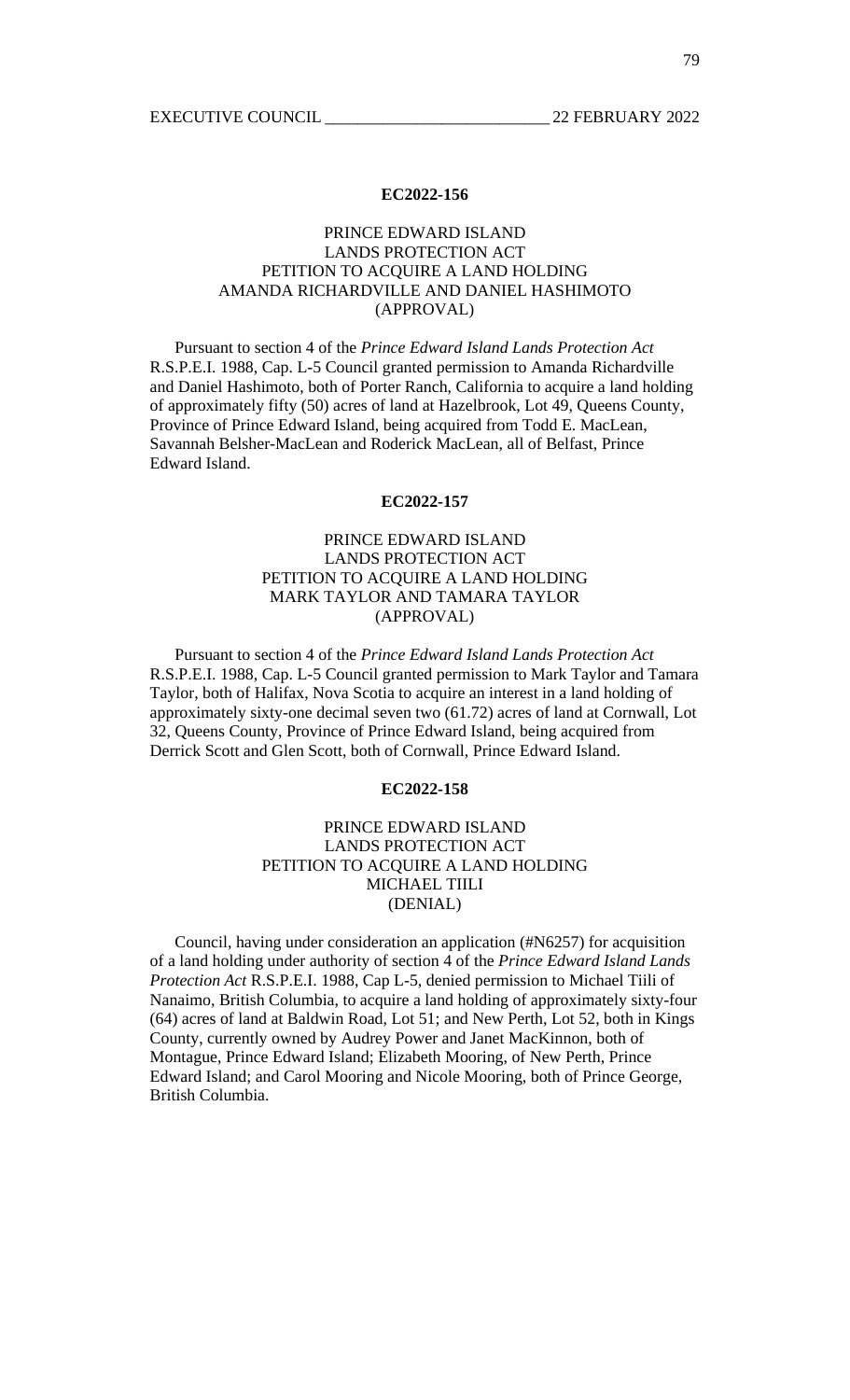**EC2022-156**

PRINCE EDWARD ISLAND
LANDS PROTECTION ACT
PETITION TO ACQUIRE A LAND HOLDING
AMANDA RICHARDVILLE AND DANIEL HASHIMOTO
(APPROVAL)

Pursuant to section 4 of the *Prince Edward Island Lands Protection Act* R.S.P.E.I. 1988, Cap. L-5 Council granted permission to Amanda Richardville and Daniel Hashimoto, both of Porter Ranch, California to acquire a land holding of approximately fifty (50) acres of land at Hazelbrook, Lot 49, Queens County, Province of Prince Edward Island, being acquired from Todd E. MacLean, Savannah Belsher-MacLean and Roderick MacLean, all of Belfast, Prince Edward Island.

**EC2022-157**

PRINCE EDWARD ISLAND
LANDS PROTECTION ACT
PETITION TO ACQUIRE A LAND HOLDING
MARK TAYLOR AND TAMARA TAYLOR
(APPROVAL)

Pursuant to section 4 of the *Prince Edward Island Lands Protection Act* R.S.P.E.I. 1988, Cap. L-5 Council granted permission to Mark Taylor and Tamara Taylor, both of Halifax, Nova Scotia to acquire an interest in a land holding of approximately sixty-one decimal seven two (61.72) acres of land at Cornwall, Lot 32, Queens County, Province of Prince Edward Island, being acquired from Derrick Scott and Glen Scott, both of Cornwall, Prince Edward Island.

**EC2022-158**

PRINCE EDWARD ISLAND
LANDS PROTECTION ACT
PETITION TO ACQUIRE A LAND HOLDING
MICHAEL TIILI
(DENIAL)

Council, having under consideration an application (#N6257) for acquisition of a land holding under authority of section 4 of the *Prince Edward Island Lands Protection Act* R.S.P.E.I. 1988, Cap L-5, denied permission to Michael Tiili of Nanaimo, British Columbia, to acquire a land holding of approximately sixty-four (64) acres of land at Baldwin Road, Lot 51; and New Perth, Lot 52, both in Kings County, currently owned by Audrey Power and Janet MacKinnon, both of Montague, Prince Edward Island; Elizabeth Mooring, of New Perth, Prince Edward Island; and Carol Mooring and Nicole Mooring, both of Prince George, British Columbia.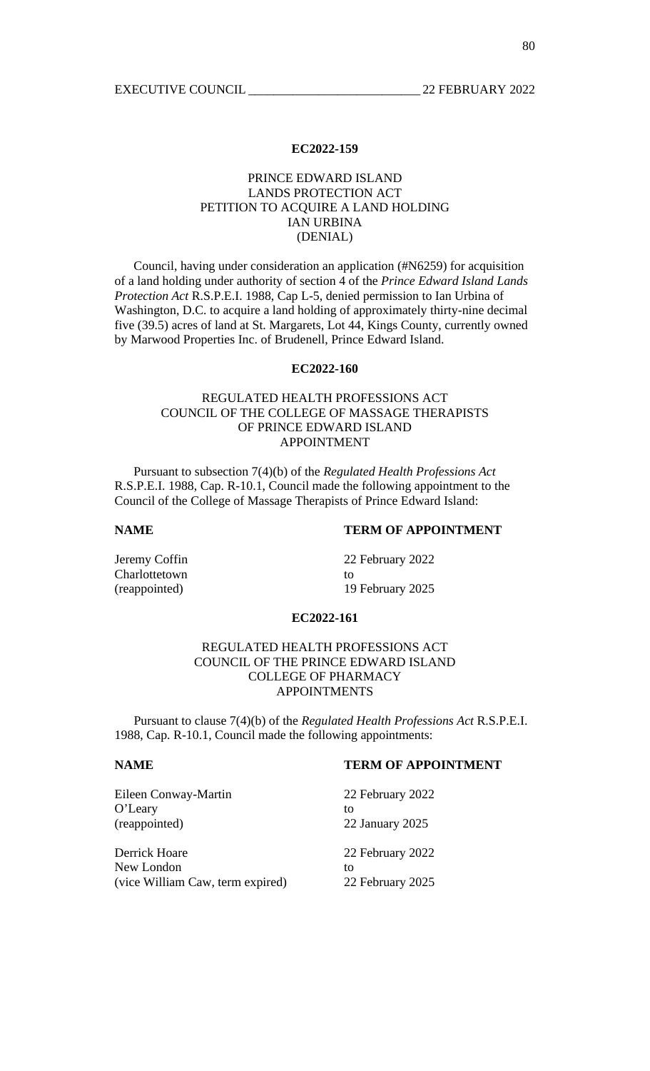**EC2022-159**

PRINCE EDWARD ISLAND
LANDS PROTECTION ACT
PETITION TO ACQUIRE A LAND HOLDING
IAN URBINA
(DENIAL)

Council, having under consideration an application (#N6259) for acquisition of a land holding under authority of section 4 of the *Prince Edward Island Lands Protection Act* R.S.P.E.I. 1988, Cap L-5, denied permission to Ian Urbina of Washington, D.C. to acquire a land holding of approximately thirty-nine decimal five (39.5) acres of land at St. Margarets, Lot 44, Kings County, currently owned by Marwood Properties Inc. of Brudenell, Prince Edward Island.

**EC2022-160**

REGULATED HEALTH PROFESSIONS ACT
COUNCIL OF THE COLLEGE OF MASSAGE THERAPISTS
OF PRINCE EDWARD ISLAND
APPOINTMENT

Pursuant to subsection 7(4)(b) of the *Regulated Health Professions Act* R.S.P.E.I. 1988, Cap. R-10.1, Council made the following appointment to the Council of the College of Massage Therapists of Prince Edward Island:

| **NAME** | **TERM OF APPOINTMENT** |
|---|---|
| Jeremy Coffin<br>Charlottetown<br>(reappointed) | 22 February 2022<br>to<br>19 February 2025 |

**EC2022-161**

REGULATED HEALTH PROFESSIONS ACT
COUNCIL OF THE PRINCE EDWARD ISLAND
COLLEGE OF PHARMACY
APPOINTMENTS

Pursuant to clause 7(4)(b) of the *Regulated Health Professions Act* R.S.P.E.I. 1988, Cap. R-10.1, Council made the following appointments:

| **NAME** | **TERM OF APPOINTMENT** |
|---|---|
| Eileen Conway-Martin<br>O'Leary<br>(reappointed) | 22 February 2022<br>to<br>22 January 2025 |
| Derrick Hoare<br>New London<br>(vice William Caw, term expired) | 22 February 2022<br>to<br>22 February 2025 |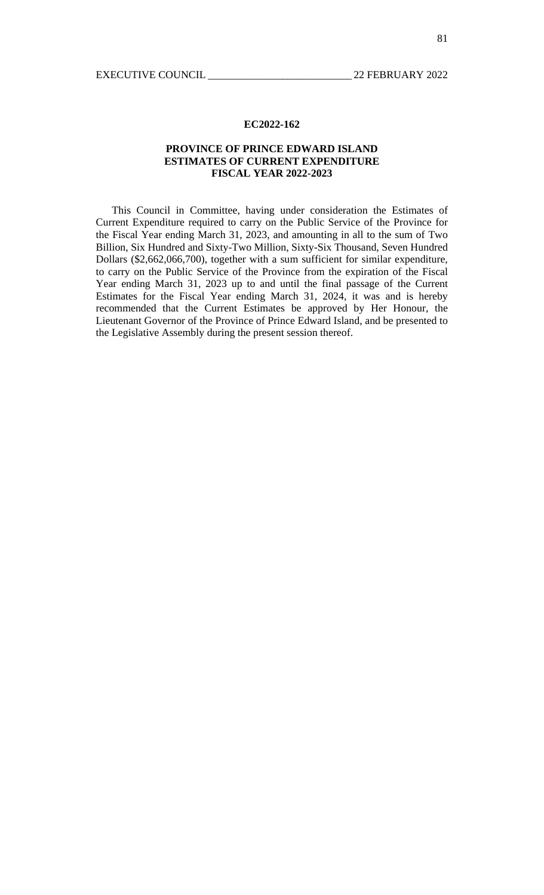**EC2022-162**

**PROVINCE OF PRINCE EDWARD ISLAND**
**ESTIMATES OF CURRENT EXPENDITURE**
**FISCAL YEAR 2022-2023**

This Council in Committee, having under consideration the Estimates of Current Expenditure required to carry on the Public Service of the Province for the Fiscal Year ending March 31, 2023, and amounting in all to the sum of Two Billion, Six Hundred and Sixty-Two Million, Sixty-Six Thousand, Seven Hundred Dollars ($2,662,066,700), together with a sum sufficient for similar expenditure, to carry on the Public Service of the Province from the expiration of the Fiscal Year ending March 31, 2023 up to and until the final passage of the Current Estimates for the Fiscal Year ending March 31, 2024, it was and is hereby recommended that the Current Estimates be approved by Her Honour, the Lieutenant Governor of the Province of Prince Edward Island, and be presented to the Legislative Assembly during the present session thereof.